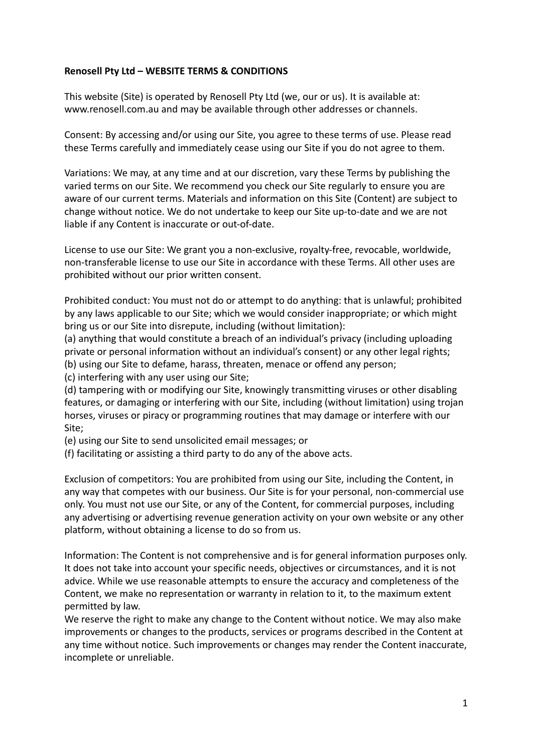**Renosell Pty Ltd – WEBSITE TERMS & CONDITIONS**

This website (Site) is operated by Renosell Pty Ltd (we, our or us). It is available at: www.renosell.com.au and may be available through other addresses or channels.

Consent: By accessing and/or using our Site, you agree to these terms of use. Please read these Terms carefully and immediately cease using our Site if you do not agree to them.

Variations: We may, at any time and at our discretion, vary these Terms by publishing the varied terms on our Site. We recommend you check our Site regularly to ensure you are aware of our current terms. Materials and information on this Site (Content) are subject to change without notice. We do not undertake to keep our Site up-to-date and we are not liable if any Content is inaccurate or out-of-date.

License to use our Site: We grant you a non-exclusive, royalty-free, revocable, worldwide, non-transferable license to use our Site in accordance with these Terms. All other uses are prohibited without our prior written consent.

Prohibited conduct: You must not do or attempt to do anything: that is unlawful; prohibited by any laws applicable to our Site; which we would consider inappropriate; or which might bring us or our Site into disrepute, including (without limitation):
(a) anything that would constitute a breach of an individual's privacy (including uploading private or personal information without an individual's consent) or any other legal rights;
(b) using our Site to defame, harass, threaten, menace or offend any person;
(c) interfering with any user using our Site;
(d) tampering with or modifying our Site, knowingly transmitting viruses or other disabling features, or damaging or interfering with our Site, including (without limitation) using trojan horses, viruses or piracy or programming routines that may damage or interfere with our Site;
(e) using our Site to send unsolicited email messages; or
(f) facilitating or assisting a third party to do any of the above acts.

Exclusion of competitors: You are prohibited from using our Site, including the Content, in any way that competes with our business. Our Site is for your personal, non-commercial use only. You must not use our Site, or any of the Content, for commercial purposes, including any advertising or advertising revenue generation activity on your own website or any other platform, without obtaining a license to do so from us.

Information: The Content is not comprehensive and is for general information purposes only. It does not take into account your specific needs, objectives or circumstances, and it is not advice. While we use reasonable attempts to ensure the accuracy and completeness of the Content, we make no representation or warranty in relation to it, to the maximum extent permitted by law.
We reserve the right to make any change to the Content without notice. We may also make improvements or changes to the products, services or programs described in the Content at any time without notice. Such improvements or changes may render the Content inaccurate, incomplete or unreliable.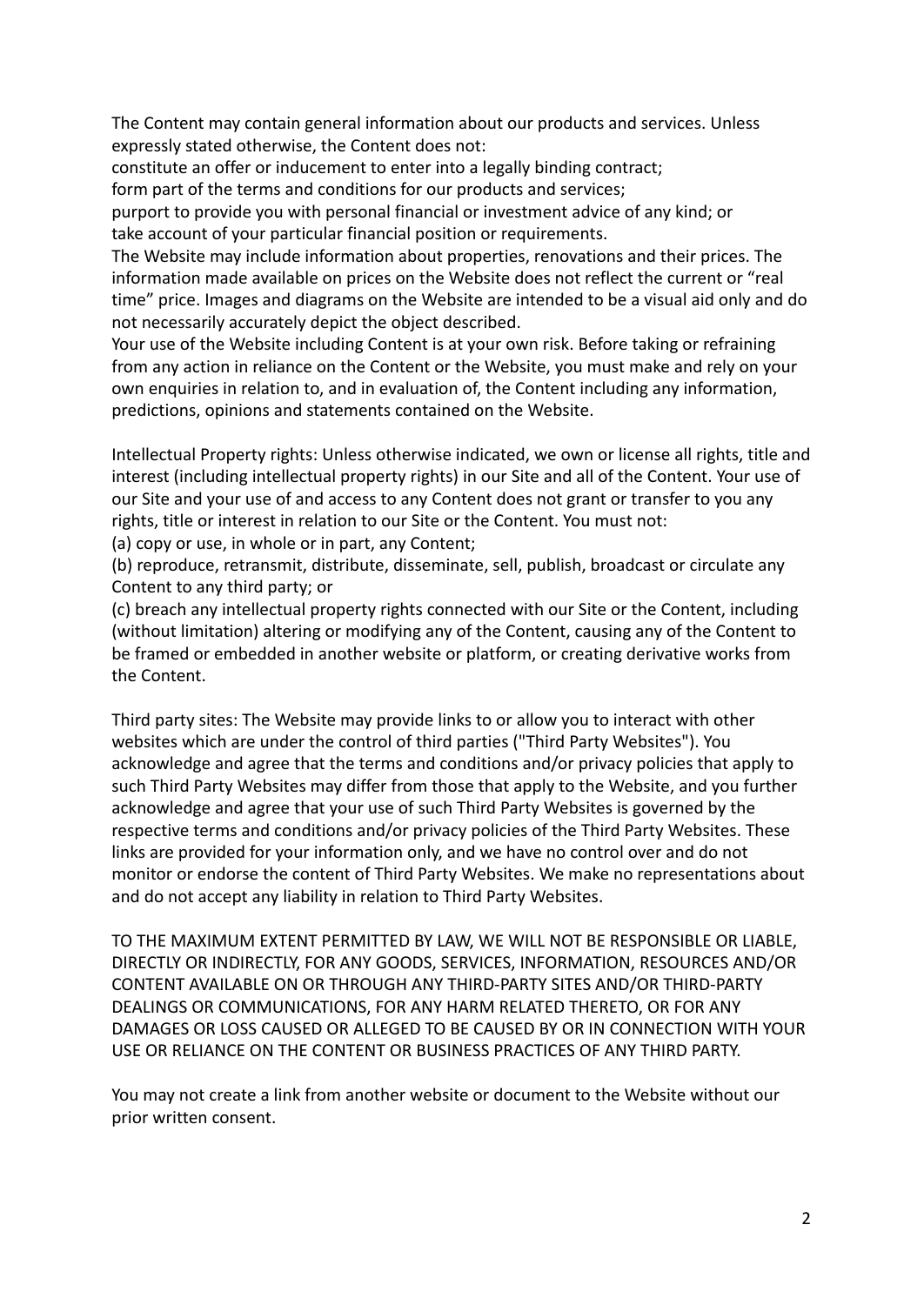The Content may contain general information about our products and services. Unless expressly stated otherwise, the Content does not:

constitute an offer or inducement to enter into a legally binding contract;

form part of the terms and conditions for our products and services;

purport to provide you with personal financial or investment advice of any kind; or

take account of your particular financial position or requirements.

The Website may include information about properties, renovations and their prices. The information made available on prices on the Website does not reflect the current or "real time" price. Images and diagrams on the Website are intended to be a visual aid only and do not necessarily accurately depict the object described.

Your use of the Website including Content is at your own risk. Before taking or refraining from any action in reliance on the Content or the Website, you must make and rely on your own enquiries in relation to, and in evaluation of, the Content including any information, predictions, opinions and statements contained on the Website.

Intellectual Property rights: Unless otherwise indicated, we own or license all rights, title and interest (including intellectual property rights) in our Site and all of the Content. Your use of our Site and your use of and access to any Content does not grant or transfer to you any rights, title or interest in relation to our Site or the Content. You must not:

(a) copy or use, in whole or in part, any Content;

(b) reproduce, retransmit, distribute, disseminate, sell, publish, broadcast or circulate any Content to any third party; or

(c) breach any intellectual property rights connected with our Site or the Content, including (without limitation) altering or modifying any of the Content, causing any of the Content to be framed or embedded in another website or platform, or creating derivative works from the Content.

Third party sites: The Website may provide links to or allow you to interact with other websites which are under the control of third parties ("Third Party Websites"). You acknowledge and agree that the terms and conditions and/or privacy policies that apply to such Third Party Websites may differ from those that apply to the Website, and you further acknowledge and agree that your use of such Third Party Websites is governed by the respective terms and conditions and/or privacy policies of the Third Party Websites. These links are provided for your information only, and we have no control over and do not monitor or endorse the content of Third Party Websites. We make no representations about and do not accept any liability in relation to Third Party Websites.

TO THE MAXIMUM EXTENT PERMITTED BY LAW, WE WILL NOT BE RESPONSIBLE OR LIABLE, DIRECTLY OR INDIRECTLY, FOR ANY GOODS, SERVICES, INFORMATION, RESOURCES AND/OR CONTENT AVAILABLE ON OR THROUGH ANY THIRD-PARTY SITES AND/OR THIRD-PARTY DEALINGS OR COMMUNICATIONS, FOR ANY HARM RELATED THERETO, OR FOR ANY DAMAGES OR LOSS CAUSED OR ALLEGED TO BE CAUSED BY OR IN CONNECTION WITH YOUR USE OR RELIANCE ON THE CONTENT OR BUSINESS PRACTICES OF ANY THIRD PARTY.

You may not create a link from another website or document to the Website without our prior written consent.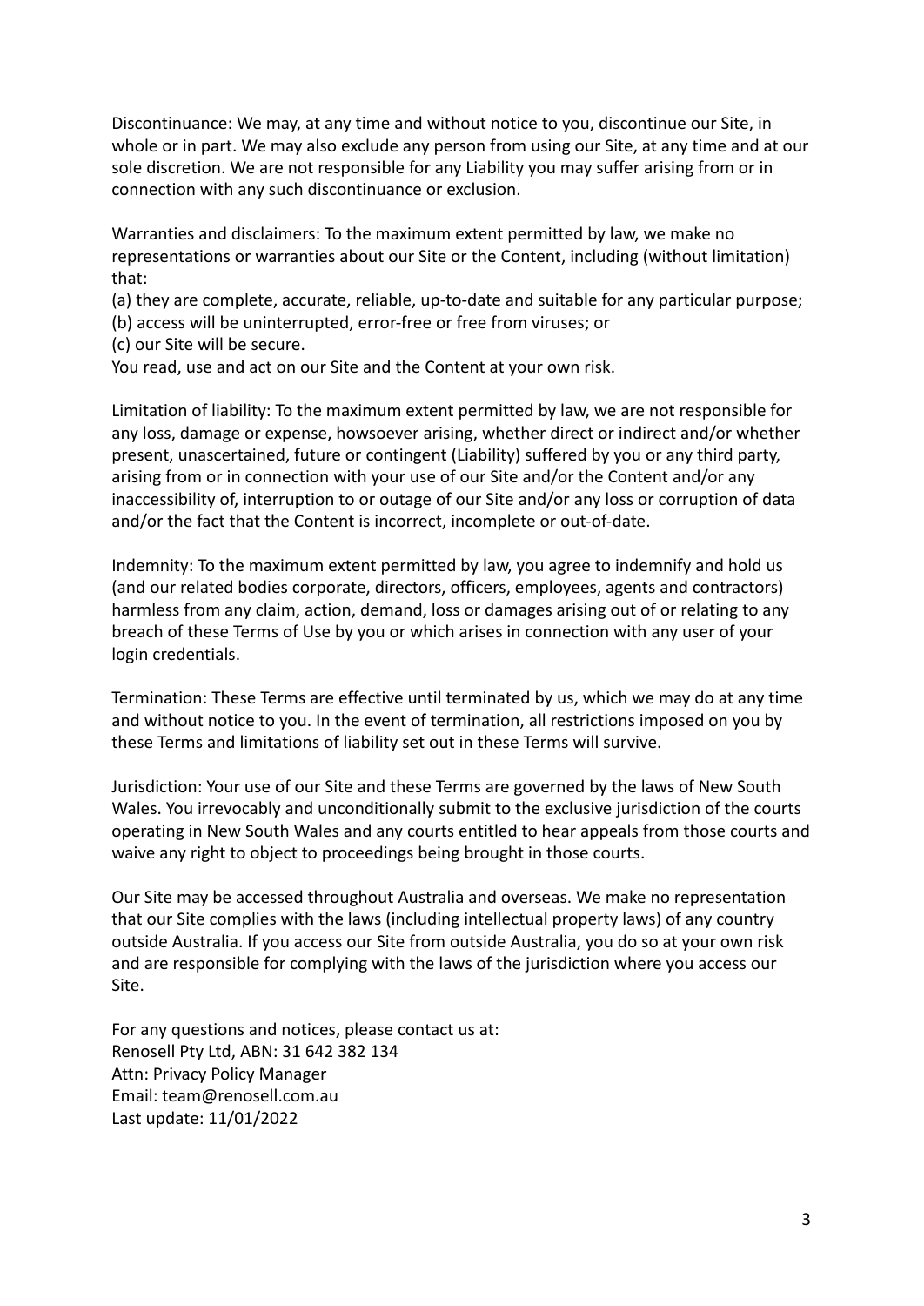Discontinuance: We may, at any time and without notice to you, discontinue our Site, in whole or in part. We may also exclude any person from using our Site, at any time and at our sole discretion. We are not responsible for any Liability you may suffer arising from or in connection with any such discontinuance or exclusion.

Warranties and disclaimers: To the maximum extent permitted by law, we make no representations or warranties about our Site or the Content, including (without limitation) that:

(a) they are complete, accurate, reliable, up-to-date and suitable for any particular purpose;
(b) access will be uninterrupted, error-free or free from viruses; or
(c) our Site will be secure.

You read, use and act on our Site and the Content at your own risk.

Limitation of liability: To the maximum extent permitted by law, we are not responsible for any loss, damage or expense, howsoever arising, whether direct or indirect and/or whether present, unascertained, future or contingent (Liability) suffered by you or any third party, arising from or in connection with your use of our Site and/or the Content and/or any inaccessibility of, interruption to or outage of our Site and/or any loss or corruption of data and/or the fact that the Content is incorrect, incomplete or out-of-date.

Indemnity: To the maximum extent permitted by law, you agree to indemnify and hold us (and our related bodies corporate, directors, officers, employees, agents and contractors) harmless from any claim, action, demand, loss or damages arising out of or relating to any breach of these Terms of Use by you or which arises in connection with any user of your login credentials.

Termination: These Terms are effective until terminated by us, which we may do at any time and without notice to you. In the event of termination, all restrictions imposed on you by these Terms and limitations of liability set out in these Terms will survive.

Jurisdiction: Your use of our Site and these Terms are governed by the laws of New South Wales. You irrevocably and unconditionally submit to the exclusive jurisdiction of the courts operating in New South Wales and any courts entitled to hear appeals from those courts and waive any right to object to proceedings being brought in those courts.

Our Site may be accessed throughout Australia and overseas. We make no representation that our Site complies with the laws (including intellectual property laws) of any country outside Australia. If you access our Site from outside Australia, you do so at your own risk and are responsible for complying with the laws of the jurisdiction where you access our Site.

For any questions and notices, please contact us at:
Renosell Pty Ltd, ABN: 31 642 382 134
Attn: Privacy Policy Manager
Email: team@renosell.com.au
Last update: 11/01/2022